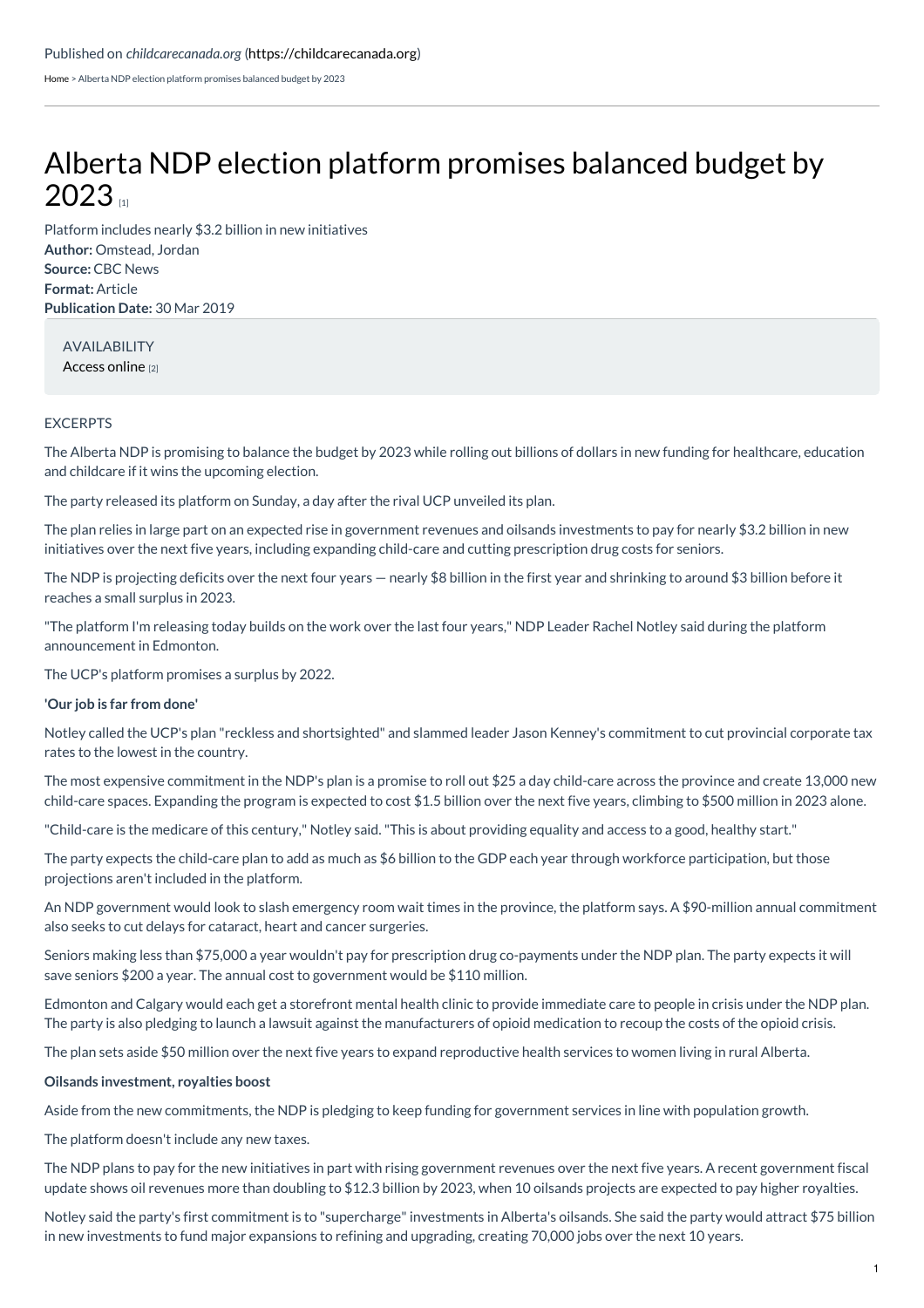Published on *childcarecanada.org* (https://childcarecanada.org)

Home > Alberta NDP election platform promises balanced budget by 2023

# Alberta NDP election platform promises balanced budget by 2023 [1]

Platform includes nearly $3.2 billion in new initiatives

**Author:** Omstead, Jordan
**Source:** CBC News
**Format:** Article
**Publication Date:** 30 Mar 2019

AVAILABILITY
Access online [2]

EXCERPTS

The Alberta NDP is promising to balance the budget by 2023 while rolling out billions of dollars in new funding for healthcare, education and childcare if it wins the upcoming election.

The party released its platform on Sunday, a day after the rival UCP unveiled its plan.

The plan relies in large part on an expected rise in government revenues and oilsands investments to pay for nearly $3.2 billion in new initiatives over the next five years, including expanding child-care and cutting prescription drug costs for seniors.

The NDP is projecting deficits over the next four years — nearly $8 billion in the first year and shrinking to around $3 billion before it reaches a small surplus in 2023.

"The platform I'm releasing today builds on the work over the last four years," NDP Leader Rachel Notley said during the platform announcement in Edmonton.

The UCP's platform promises a surplus by 2022.

**'Our job is far from done'**

Notley called the UCP's plan "reckless and shortsighted" and slammed leader Jason Kenney's commitment to cut provincial corporate tax rates to the lowest in the country.

The most expensive commitment in the NDP's plan is a promise to roll out $25 a day child-care across the province and create 13,000 new child-care spaces. Expanding the program is expected to cost $1.5 billion over the next five years, climbing to $500 million in 2023 alone.

"Child-care is the medicare of this century," Notley said. "This is about providing equality and access to a good, healthy start."

The party expects the child-care plan to add as much as $6 billion to the GDP each year through workforce participation, but those projections aren't included in the platform.

An NDP government would look to slash emergency room wait times in the province, the platform says. A $90-million annual commitment also seeks to cut delays for cataract, heart and cancer surgeries.

Seniors making less than $75,000 a year wouldn't pay for prescription drug co-payments under the NDP plan. The party expects it will save seniors $200 a year. The annual cost to government would be $110 million.

Edmonton and Calgary would each get a storefront mental health clinic to provide immediate care to people in crisis under the NDP plan. The party is also pledging to launch a lawsuit against the manufacturers of opioid medication to recoup the costs of the opioid crisis.

The plan sets aside $50 million over the next five years to expand reproductive health services to women living in rural Alberta.

**Oilsands investment, royalties boost**

Aside from the new commitments, the NDP is pledging to keep funding for government services in line with population growth.

The platform doesn't include any new taxes.

The NDP plans to pay for the new initiatives in part with rising government revenues over the next five years. A recent government fiscal update shows oil revenues more than doubling to $12.3 billion by 2023, when 10 oilsands projects are expected to pay higher royalties.

Notley said the party's first commitment is to "supercharge" investments in Alberta's oilsands. She said the party would attract $75 billion in new investments to fund major expansions to refining and upgrading, creating 70,000 jobs over the next 10 years.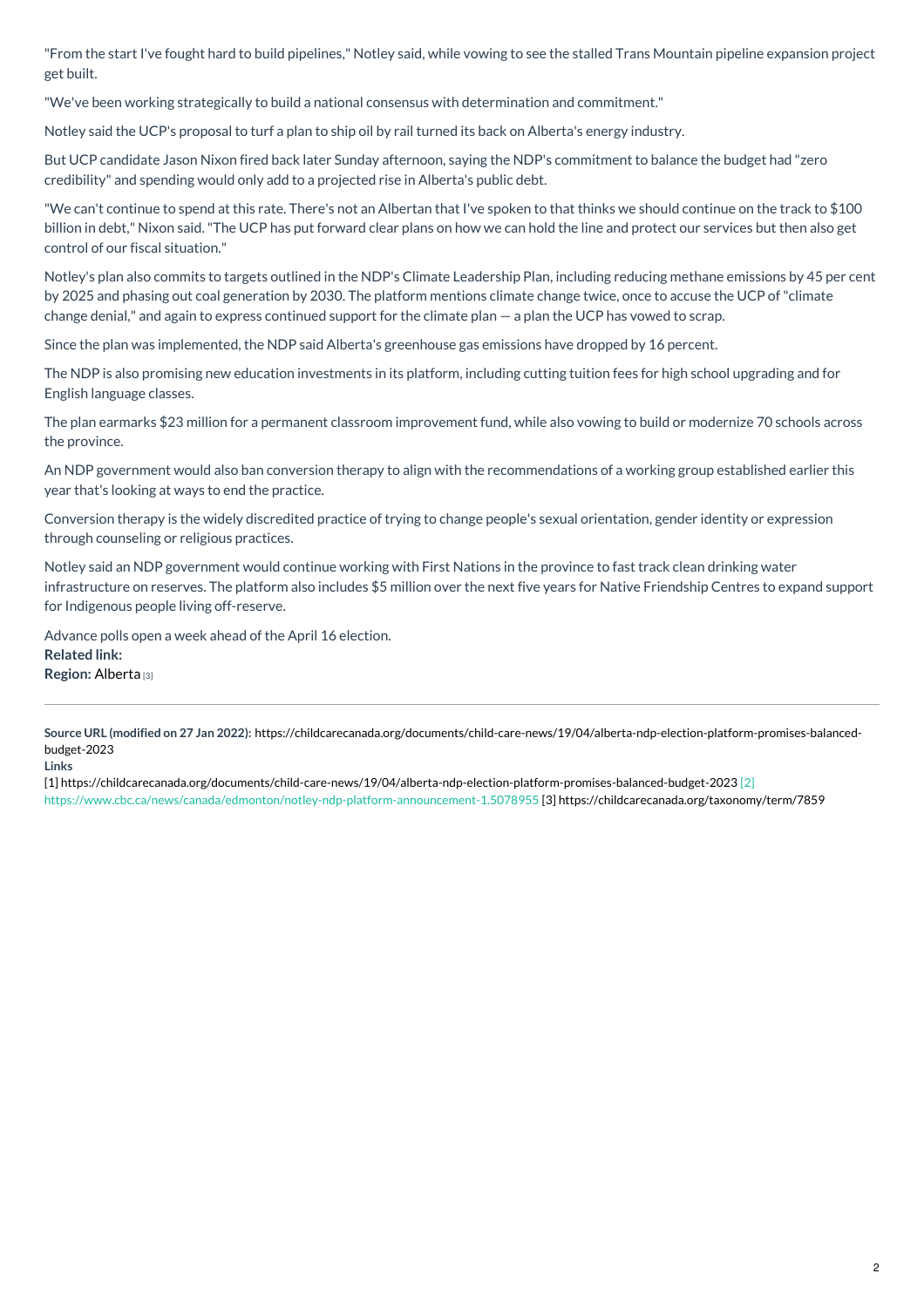"From the start I've fought hard to build pipelines," Notley said, while vowing to see the stalled Trans Mountain pipeline expansion project get built.

"We've been working strategically to build a national consensus with determination and commitment."

Notley said the UCP's proposal to turf a plan to ship oil by rail turned its back on Alberta's energy industry.

But UCP candidate Jason Nixon fired back later Sunday afternoon, saying the NDP's commitment to balance the budget had "zero credibility" and spending would only add to a projected rise in Alberta's public debt.

"We can't continue to spend at this rate. There's not an Albertan that I've spoken to that thinks we should continue on the track to $100 billion in debt," Nixon said. "The UCP has put forward clear plans on how we can hold the line and protect our services but then also get control of our fiscal situation."

Notley's plan also commits to targets outlined in the NDP's Climate Leadership Plan, including reducing methane emissions by 45 per cent by 2025 and phasing out coal generation by 2030. The platform mentions climate change twice, once to accuse the UCP of "climate change denial," and again to express continued support for the climate plan — a plan the UCP has vowed to scrap.

Since the plan was implemented, the NDP said Alberta's greenhouse gas emissions have dropped by 16 percent.

The NDP is also promising new education investments in its platform, including cutting tuition fees for high school upgrading and for English language classes.

The plan earmarks $23 million for a permanent classroom improvement fund, while also vowing to build or modernize 70 schools across the province.

An NDP government would also ban conversion therapy to align with the recommendations of a working group established earlier this year that's looking at ways to end the practice.

Conversion therapy is the widely discredited practice of trying to change people's sexual orientation, gender identity or expression through counseling or religious practices.

Notley said an NDP government would continue working with First Nations in the province to fast track clean drinking water infrastructure on reserves. The platform also includes $5 million over the next five years for Native Friendship Centres to expand support for Indigenous people living off-reserve.

Advance polls open a week ahead of the April 16 election.

**Related link:**

**Region:** Alberta [3]

---

**Source URL (modified on 27 Jan 2022):** https://childcarecanada.org/documents/child-care-news/19/04/alberta-ndp-election-platform-promises-balanced-budget-2023

**Links**

[1] https://childcarecanada.org/documents/child-care-news/19/04/alberta-ndp-election-platform-promises-balanced-budget-2023 [2] https://www.cbc.ca/news/canada/edmonton/notley-ndp-platform-announcement-1.5078955 [3] https://childcarecanada.org/taxonomy/term/7859